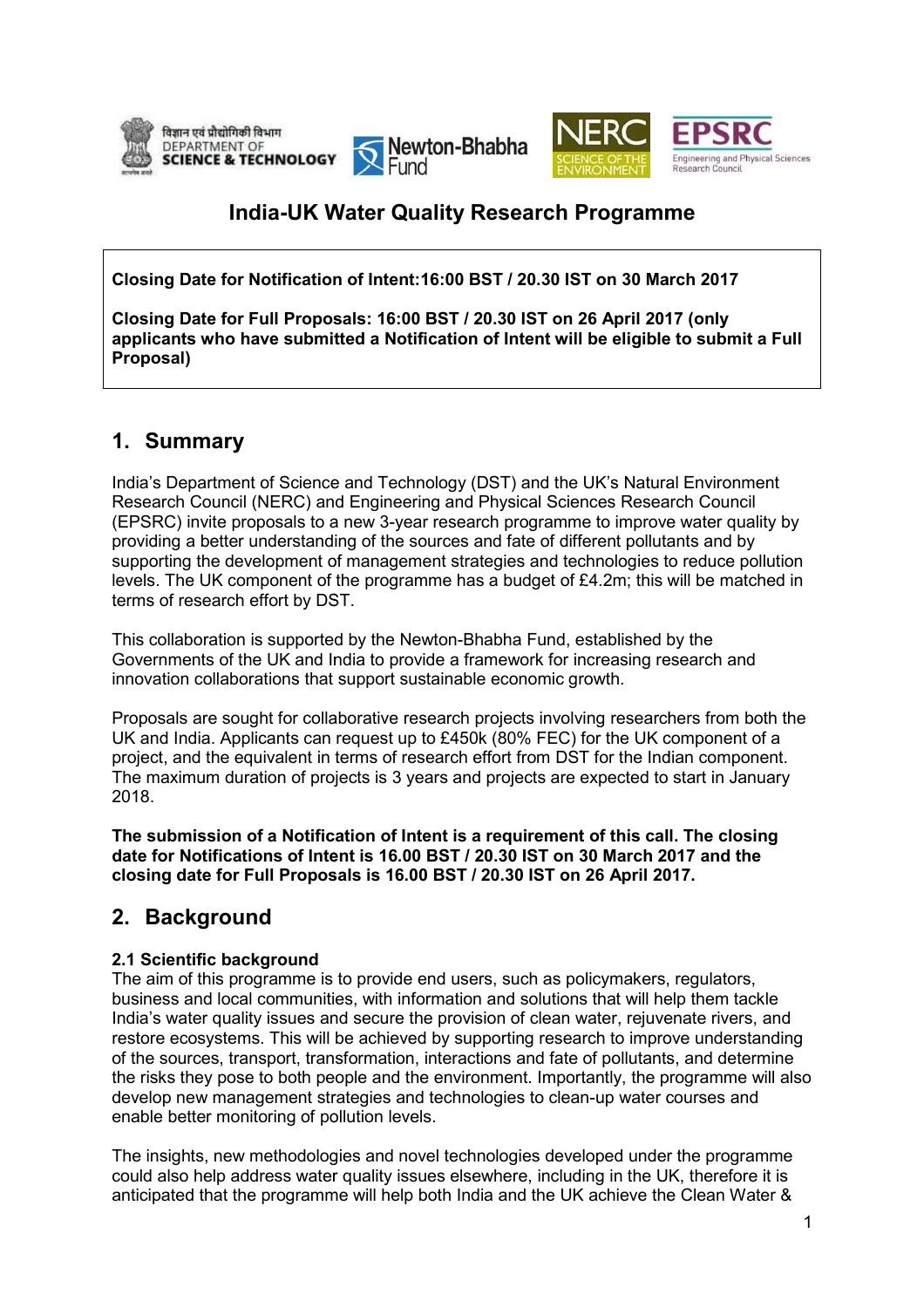# India-UK Water Quality Research Programme

**Closing Date for Notification of Intent:16:00 BST / 20.30 IST on 30 March 2017**

**Closing Date for Full Proposals: 16:00 BST / 20.30 IST on 26 April 2017 (only applicants who have submitted a Notification of Intent will be eligible to submit a Full Proposal)**

## 1. Summary

India's Department of Science and Technology (DST) and the UK's Natural Environment Research Council (NERC) and Engineering and Physical Sciences Research Council (EPSRC) invite proposals to a new 3-year research programme to improve water quality by providing a better understanding of the sources and fate of different pollutants and by supporting the development of management strategies and technologies to reduce pollution levels. The UK component of the programme has a budget of £4.2m; this will be matched in terms of research effort by DST.

This collaboration is supported by the Newton-Bhabha Fund, established by the Governments of the UK and India to provide a framework for increasing research and innovation collaborations that support sustainable economic growth.

Proposals are sought for collaborative research projects involving researchers from both the UK and India. Applicants can request up to £450k (80% FEC) for the UK component of a project, and the equivalent in terms of research effort from DST for the Indian component. The maximum duration of projects is 3 years and projects are expected to start in January 2018.

**The submission of a Notification of Intent is a requirement of this call. The closing date for Notifications of Intent is 16.00 BST / 20.30 IST on 30 March 2017 and the closing date for Full Proposals is 16.00 BST / 20.30 IST on 26 April 2017.**

## 2. Background

### 2.1 Scientific background

The aim of this programme is to provide end users, such as policymakers, regulators, business and local communities, with information and solutions that will help them tackle India's water quality issues and secure the provision of clean water, rejuvenate rivers, and restore ecosystems. This will be achieved by supporting research to improve understanding of the sources, transport, transformation, interactions and fate of pollutants, and determine the risks they pose to both people and the environment. Importantly, the programme will also develop new management strategies and technologies to clean-up water courses and enable better monitoring of pollution levels.

The insights, new methodologies and novel technologies developed under the programme could also help address water quality issues elsewhere, including in the UK, therefore it is anticipated that the programme will help both India and the UK achieve the Clean Water &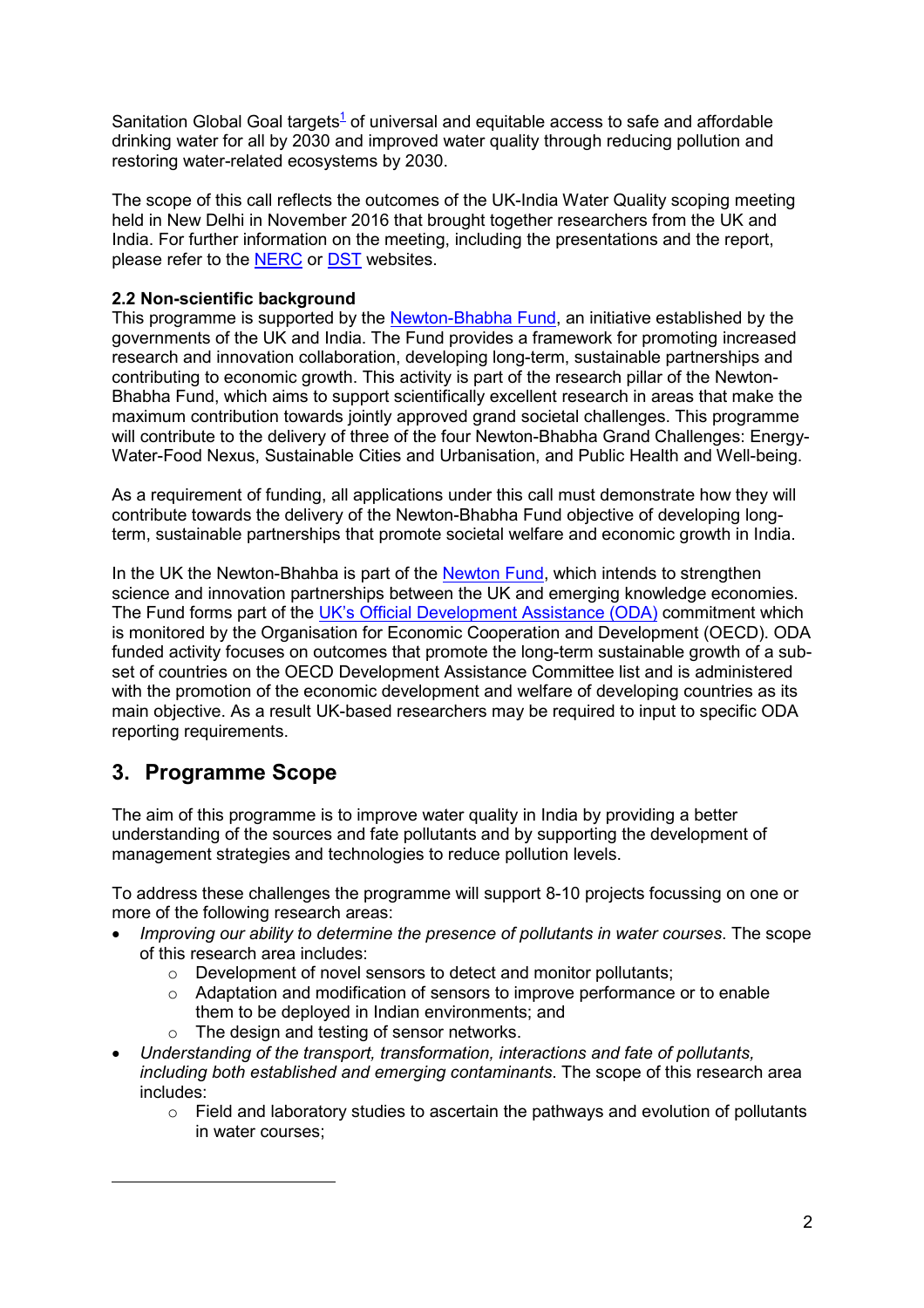Sanitation Global Goal targets[1] of universal and equitable access to safe and affordable drinking water for all by 2030 and improved water quality through reducing pollution and restoring water-related ecosystems by 2030.

The scope of this call reflects the outcomes of the UK-India Water Quality scoping meeting held in New Delhi in November 2016 that brought together researchers from the UK and India. For further information on the meeting, including the presentations and the report, please refer to the NERC or DST websites.

### 2.2 Non-scientific background

This programme is supported by the Newton-Bhabha Fund, an initiative established by the governments of the UK and India. The Fund provides a framework for promoting increased research and innovation collaboration, developing long-term, sustainable partnerships and contributing to economic growth. This activity is part of the research pillar of the Newton-Bhabha Fund, which aims to support scientifically excellent research in areas that make the maximum contribution towards jointly approved grand societal challenges. This programme will contribute to the delivery of three of the four Newton-Bhabha Grand Challenges: Energy-Water-Food Nexus, Sustainable Cities and Urbanisation, and Public Health and Well-being.

As a requirement of funding, all applications under this call must demonstrate how they will contribute towards the delivery of the Newton-Bhabha Fund objective of developing long-term, sustainable partnerships that promote societal welfare and economic growth in India.

In the UK the Newton-Bhahba is part of the Newton Fund, which intends to strengthen science and innovation partnerships between the UK and emerging knowledge economies. The Fund forms part of the UK's Official Development Assistance (ODA) commitment which is monitored by the Organisation for Economic Cooperation and Development (OECD). ODA funded activity focuses on outcomes that promote the long-term sustainable growth of a sub-set of countries on the OECD Development Assistance Committee list and is administered with the promotion of the economic development and welfare of developing countries as its main objective. As a result UK-based researchers may be required to input to specific ODA reporting requirements.

## 3. Programme Scope

The aim of this programme is to improve water quality in India by providing a better understanding of the sources and fate pollutants and by supporting the development of management strategies and technologies to reduce pollution levels.

To address these challenges the programme will support 8-10 projects focussing on one or more of the following research areas:

- *Improving our ability to determine the presence of pollutants in water courses*. The scope of this research area includes:
  - Development of novel sensors to detect and monitor pollutants;
  - Adaptation and modification of sensors to improve performance or to enable them to be deployed in Indian environments; and
  - The design and testing of sensor networks.
- *Understanding of the transport, transformation, interactions and fate of pollutants, including both established and emerging contaminants*. The scope of this research area includes:
  - Field and laboratory studies to ascertain the pathways and evolution of pollutants in water courses;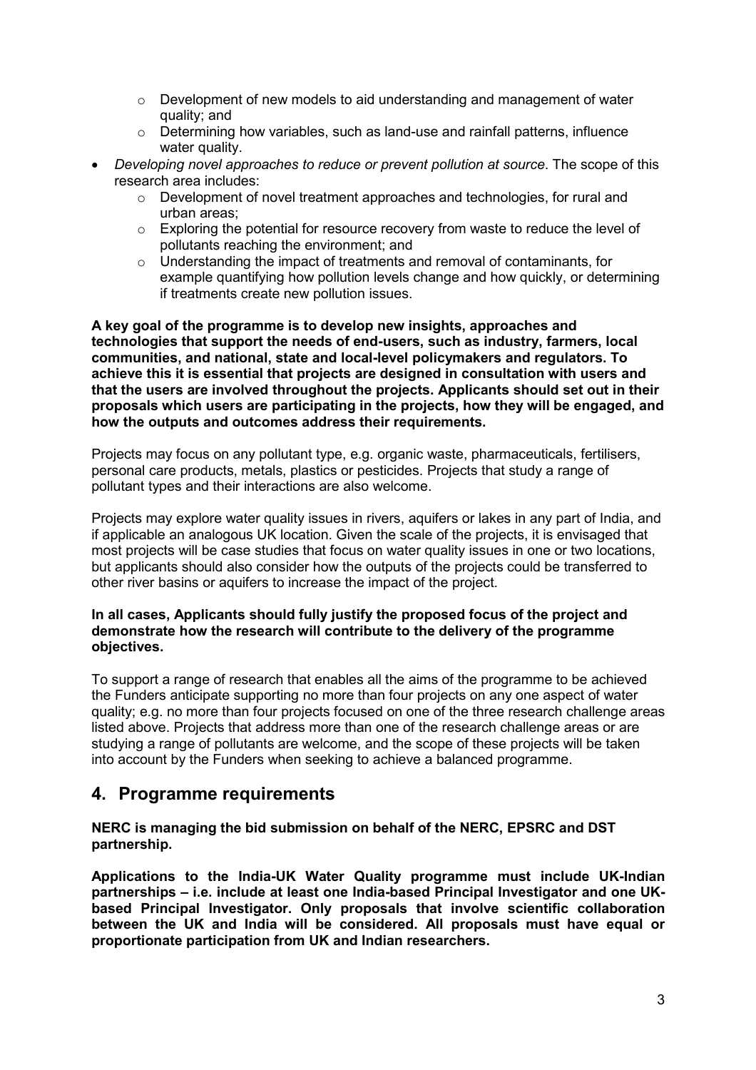- Development of new models to aid understanding and management of water quality; and
  - Determining how variables, such as land-use and rainfall patterns, influence water quality.
- *Developing novel approaches to reduce or prevent pollution at source*. The scope of this research area includes:
  - Development of novel treatment approaches and technologies, for rural and urban areas;
  - Exploring the potential for resource recovery from waste to reduce the level of pollutants reaching the environment; and
  - Understanding the impact of treatments and removal of contaminants, for example quantifying how pollution levels change and how quickly, or determining if treatments create new pollution issues.

**A key goal of the programme is to develop new insights, approaches and technologies that support the needs of end-users, such as industry, farmers, local communities, and national, state and local-level policymakers and regulators. To achieve this it is essential that projects are designed in consultation with users and that the users are involved throughout the projects. Applicants should set out in their proposals which users are participating in the projects, how they will be engaged, and how the outputs and outcomes address their requirements.**

Projects may focus on any pollutant type, e.g. organic waste, pharmaceuticals, fertilisers, personal care products, metals, plastics or pesticides. Projects that study a range of pollutant types and their interactions are also welcome.

Projects may explore water quality issues in rivers, aquifers or lakes in any part of India, and if applicable an analogous UK location. Given the scale of the projects, it is envisaged that most projects will be case studies that focus on water quality issues in one or two locations, but applicants should also consider how the outputs of the projects could be transferred to other river basins or aquifers to increase the impact of the project.

**In all cases, Applicants should fully justify the proposed focus of the project and demonstrate how the research will contribute to the delivery of the programme objectives.**

To support a range of research that enables all the aims of the programme to be achieved the Funders anticipate supporting no more than four projects on any one aspect of water quality; e.g. no more than four projects focused on one of the three research challenge areas listed above. Projects that address more than one of the research challenge areas or are studying a range of pollutants are welcome, and the scope of these projects will be taken into account by the Funders when seeking to achieve a balanced programme.

## 4. Programme requirements

**NERC is managing the bid submission on behalf of the NERC, EPSRC and DST partnership.**

**Applications to the India-UK Water Quality programme must include UK-Indian partnerships – i.e. include at least one India-based Principal Investigator and one UK-based Principal Investigator. Only proposals that involve scientific collaboration between the UK and India will be considered. All proposals must have equal or proportionate participation from UK and Indian researchers.**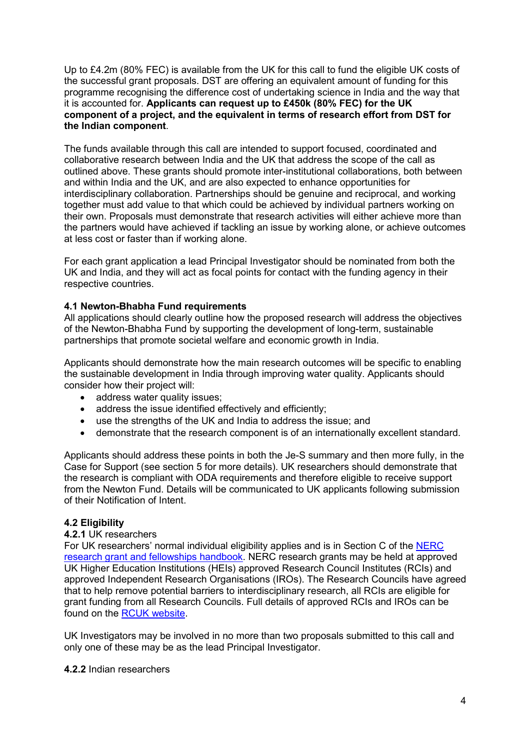Up to £4.2m (80% FEC) is available from the UK for this call to fund the eligible UK costs of the successful grant proposals. DST are offering an equivalent amount of funding for this programme recognising the difference cost of undertaking science in India and the way that it is accounted for. **Applicants can request up to £450k (80% FEC) for the UK component of a project, and the equivalent in terms of research effort from DST for the Indian component**.

The funds available through this call are intended to support focused, coordinated and collaborative research between India and the UK that address the scope of the call as outlined above. These grants should promote inter-institutional collaborations, both between and within India and the UK, and are also expected to enhance opportunities for interdisciplinary collaboration. Partnerships should be genuine and reciprocal, and working together must add value to that which could be achieved by individual partners working on their own. Proposals must demonstrate that research activities will either achieve more than the partners would have achieved if tackling an issue by working alone, or achieve outcomes at less cost or faster than if working alone.

For each grant application a lead Principal Investigator should be nominated from both the UK and India, and they will act as focal points for contact with the funding agency in their respective countries.

### 4.1 Newton-Bhabha Fund requirements

All applications should clearly outline how the proposed research will address the objectives of the Newton-Bhabha Fund by supporting the development of long-term, sustainable partnerships that promote societal welfare and economic growth in India.

Applicants should demonstrate how the main research outcomes will be specific to enabling the sustainable development in India through improving water quality. Applicants should consider how their project will:

- address water quality issues;
- address the issue identified effectively and efficiently;
- use the strengths of the UK and India to address the issue; and
- demonstrate that the research component is of an internationally excellent standard.

Applicants should address these points in both the Je-S summary and then more fully, in the Case for Support (see section 5 for more details). UK researchers should demonstrate that the research is compliant with ODA requirements and therefore eligible to receive support from the Newton Fund. Details will be communicated to UK applicants following submission of their Notification of Intent.

### 4.2 Eligibility

**4.2.1** UK researchers

For UK researchers' normal individual eligibility applies and is in Section C of the NERC research grant and fellowships handbook. NERC research grants may be held at approved UK Higher Education Institutions (HEIs) approved Research Council Institutes (RCIs) and approved Independent Research Organisations (IROs). The Research Councils have agreed that to help remove potential barriers to interdisciplinary research, all RCIs are eligible for grant funding from all Research Councils. Full details of approved RCIs and IROs can be found on the RCUK website.

UK Investigators may be involved in no more than two proposals submitted to this call and only one of these may be as the lead Principal Investigator.

**4.2.2** Indian researchers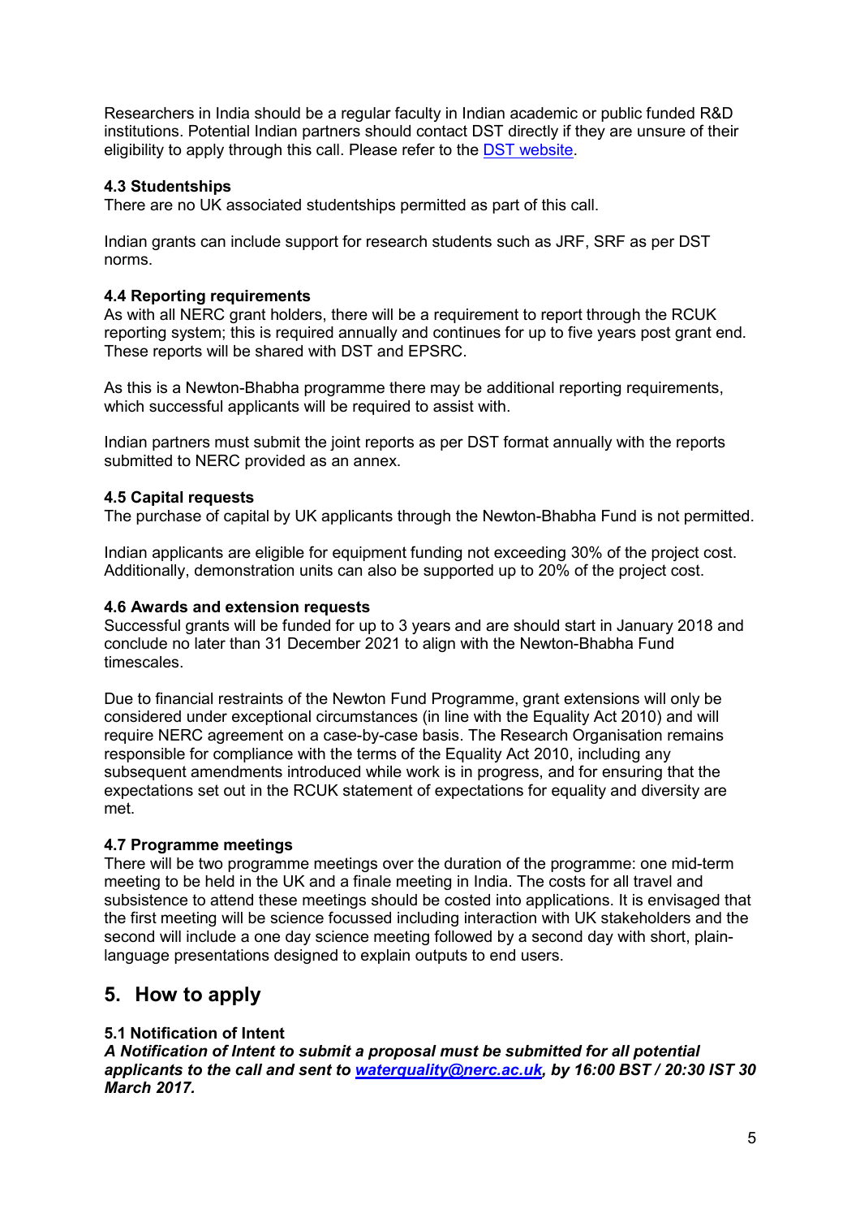Researchers in India should be a regular faculty in Indian academic or public funded R&D institutions. Potential Indian partners should contact DST directly if they are unsure of their eligibility to apply through this call. Please refer to the [DST website](DST website).

### 4.3 Studentships

There are no UK associated studentships permitted as part of this call.

Indian grants can include support for research students such as JRF, SRF as per DST norms.

### 4.4 Reporting requirements

As with all NERC grant holders, there will be a requirement to report through the RCUK reporting system; this is required annually and continues for up to five years post grant end. These reports will be shared with DST and EPSRC.

As this is a Newton-Bhabha programme there may be additional reporting requirements, which successful applicants will be required to assist with.

Indian partners must submit the joint reports as per DST format annually with the reports submitted to NERC provided as an annex.

### 4.5 Capital requests

The purchase of capital by UK applicants through the Newton-Bhabha Fund is not permitted.

Indian applicants are eligible for equipment funding not exceeding 30% of the project cost. Additionally, demonstration units can also be supported up to 20% of the project cost.

### 4.6 Awards and extension requests

Successful grants will be funded for up to 3 years and are should start in January 2018 and conclude no later than 31 December 2021 to align with the Newton-Bhabha Fund timescales.

Due to financial restraints of the Newton Fund Programme, grant extensions will only be considered under exceptional circumstances (in line with the Equality Act 2010) and will require NERC agreement on a case-by-case basis. The Research Organisation remains responsible for compliance with the terms of the Equality Act 2010, including any subsequent amendments introduced while work is in progress, and for ensuring that the expectations set out in the RCUK statement of expectations for equality and diversity are met.

### 4.7 Programme meetings

There will be two programme meetings over the duration of the programme: one mid-term meeting to be held in the UK and a finale meeting in India. The costs for all travel and subsistence to attend these meetings should be costed into applications. It is envisaged that the first meeting will be science focussed including interaction with UK stakeholders and the second will include a one day science meeting followed by a second day with short, plain-language presentations designed to explain outputs to end users.

## 5. How to apply

### 5.1 Notification of Intent

***A Notification of Intent to submit a proposal must be submitted for all potential applicants to the call and sent to [waterquality@nerc.ac.uk](mailto:waterquality@nerc.ac.uk), by 16:00 BST / 20:30 IST 30 March 2017.***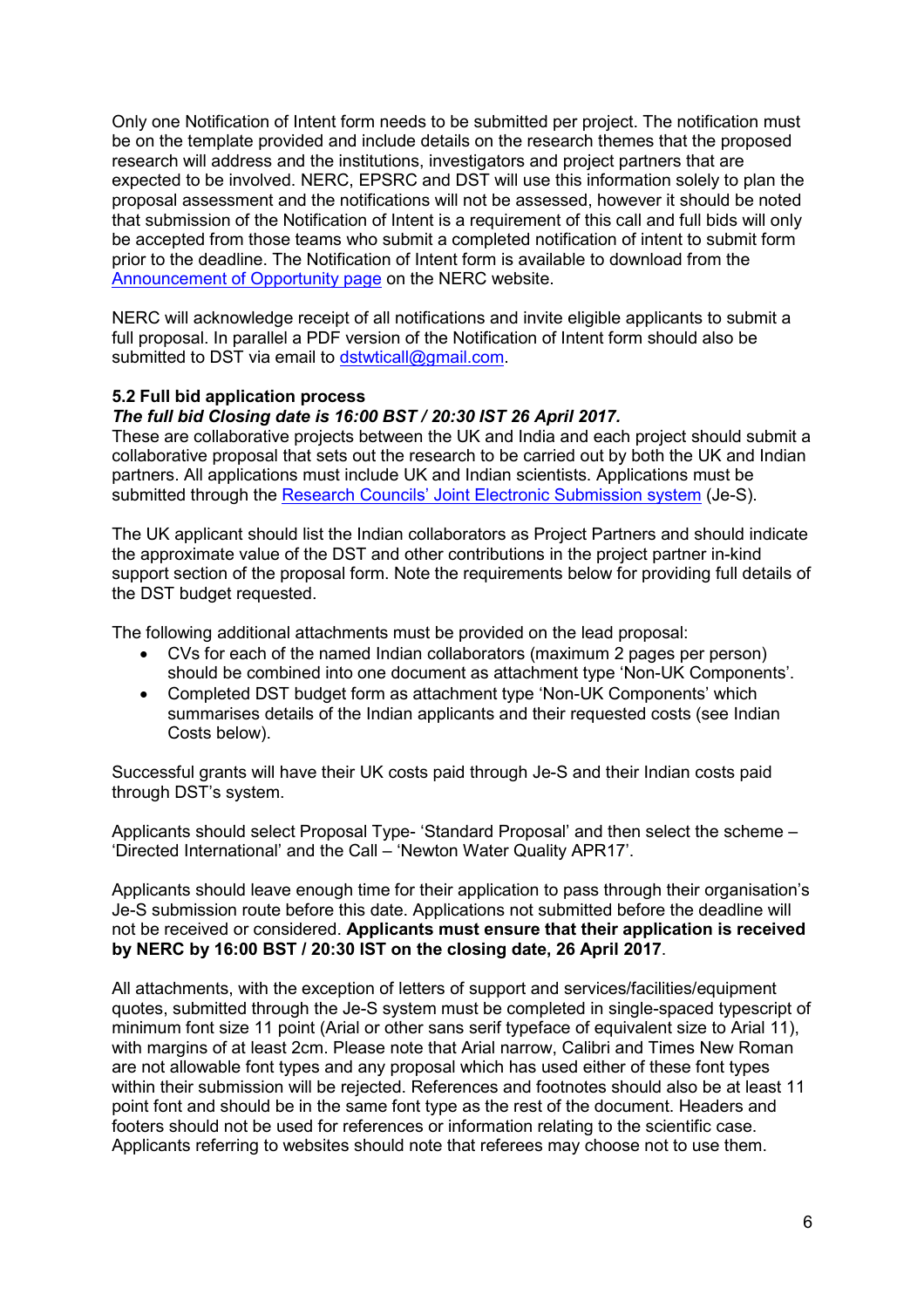Only one Notification of Intent form needs to be submitted per project. The notification must be on the template provided and include details on the research themes that the proposed research will address and the institutions, investigators and project partners that are expected to be involved. NERC, EPSRC and DST will use this information solely to plan the proposal assessment and the notifications will not be assessed, however it should be noted that submission of the Notification of Intent is a requirement of this call and full bids will only be accepted from those teams who submit a completed notification of intent to submit form prior to the deadline. The Notification of Intent form is available to download from the [Announcement of Opportunity page] on the NERC website.

NERC will acknowledge receipt of all notifications and invite eligible applicants to submit a full proposal. In parallel a PDF version of the Notification of Intent form should also be submitted to DST via email to dstwticall@gmail.com.

### 5.2 Full bid application process

***The full bid Closing date is 16:00 BST / 20:30 IST 26 April 2017.***

These are collaborative projects between the UK and India and each project should submit a collaborative proposal that sets out the research to be carried out by both the UK and Indian partners. All applications must include UK and Indian scientists. Applications must be submitted through the Research Councils' Joint Electronic Submission system (Je-S).

The UK applicant should list the Indian collaborators as Project Partners and should indicate the approximate value of the DST and other contributions in the project partner in-kind support section of the proposal form. Note the requirements below for providing full details of the DST budget requested.

The following additional attachments must be provided on the lead proposal:

- CVs for each of the named Indian collaborators (maximum 2 pages per person) should be combined into one document as attachment type 'Non-UK Components'.
- Completed DST budget form as attachment type 'Non-UK Components' which summarises details of the Indian applicants and their requested costs (see Indian Costs below).

Successful grants will have their UK costs paid through Je-S and their Indian costs paid through DST's system.

Applicants should select Proposal Type- 'Standard Proposal' and then select the scheme – 'Directed International' and the Call – 'Newton Water Quality APR17'.

Applicants should leave enough time for their application to pass through their organisation's Je-S submission route before this date. Applications not submitted before the deadline will not be received or considered. **Applicants must ensure that their application is received by NERC by 16:00 BST / 20:30 IST on the closing date, 26 April 2017**.

All attachments, with the exception of letters of support and services/facilities/equipment quotes, submitted through the Je-S system must be completed in single-spaced typescript of minimum font size 11 point (Arial or other sans serif typeface of equivalent size to Arial 11), with margins of at least 2cm. Please note that Arial narrow, Calibri and Times New Roman are not allowable font types and any proposal which has used either of these font types within their submission will be rejected. References and footnotes should also be at least 11 point font and should be in the same font type as the rest of the document. Headers and footers should not be used for references or information relating to the scientific case. Applicants referring to websites should note that referees may choose not to use them.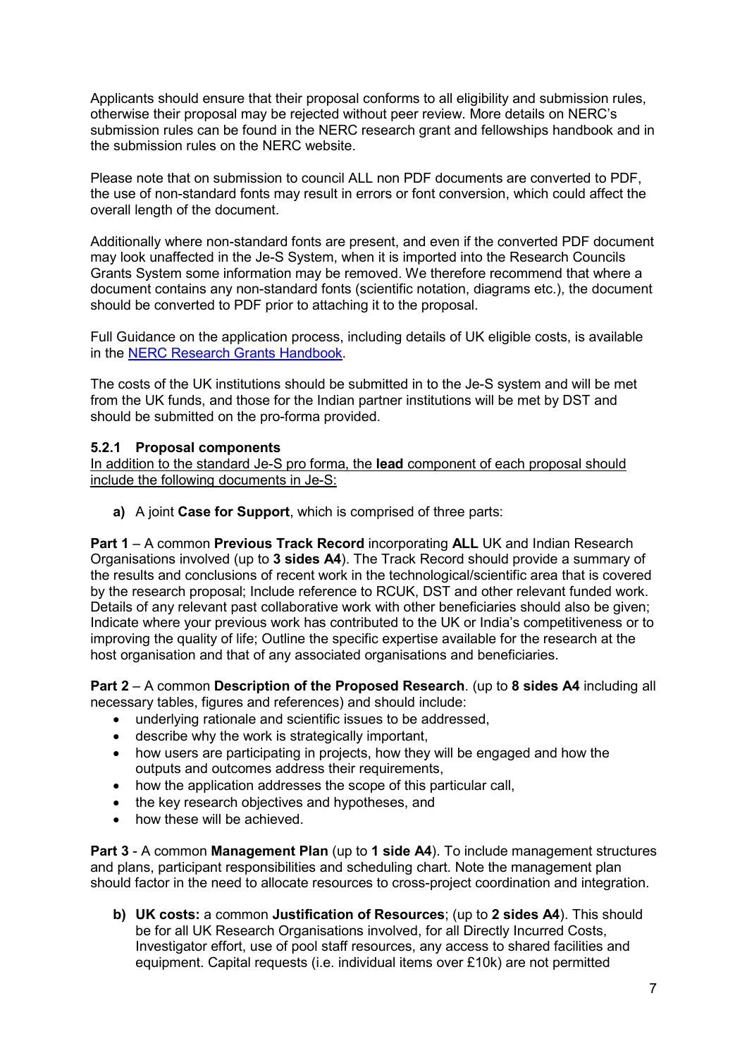Applicants should ensure that their proposal conforms to all eligibility and submission rules, otherwise their proposal may be rejected without peer review. More details on NERC's submission rules can be found in the NERC research grant and fellowships handbook and in the submission rules on the NERC website.

Please note that on submission to council ALL non PDF documents are converted to PDF, the use of non-standard fonts may result in errors or font conversion, which could affect the overall length of the document.

Additionally where non-standard fonts are present, and even if the converted PDF document may look unaffected in the Je-S System, when it is imported into the Research Councils Grants System some information may be removed. We therefore recommend that where a document contains any non-standard fonts (scientific notation, diagrams etc.), the document should be converted to PDF prior to attaching it to the proposal.

Full Guidance on the application process, including details of UK eligible costs, is available in the [NERC Research Grants Handbook](NERC Research Grants Handbook).

The costs of the UK institutions should be submitted in to the Je-S system and will be met from the UK funds, and those for the Indian partner institutions will be met by DST and should be submitted on the pro-forma provided.

### 5.2.1 Proposal components

<u>In addition to the standard Je-S pro forma, the **lead** component of each proposal should include the following documents in Je-S:</u>

**a)** A joint **Case for Support**, which is comprised of three parts:

**Part 1** – A common **Previous Track Record** incorporating **ALL** UK and Indian Research Organisations involved (up to **3 sides A4**). The Track Record should provide a summary of the results and conclusions of recent work in the technological/scientific area that is covered by the research proposal; Include reference to RCUK, DST and other relevant funded work. Details of any relevant past collaborative work with other beneficiaries should also be given; Indicate where your previous work has contributed to the UK or India's competitiveness or to improving the quality of life; Outline the specific expertise available for the research at the host organisation and that of any associated organisations and beneficiaries.

**Part 2** – A common **Description of the Proposed Research**. (up to **8 sides A4** including all necessary tables, figures and references) and should include:

- underlying rationale and scientific issues to be addressed,
- describe why the work is strategically important,
- how users are participating in projects, how they will be engaged and how the outputs and outcomes address their requirements,
- how the application addresses the scope of this particular call,
- the key research objectives and hypotheses, and
- how these will be achieved.

**Part 3** - A common **Management Plan** (up to **1 side A4**). To include management structures and plans, participant responsibilities and scheduling chart. Note the management plan should factor in the need to allocate resources to cross-project coordination and integration.

**b)** **UK costs:** a common **Justification of Resources**; (up to **2 sides A4**). This should be for all UK Research Organisations involved, for all Directly Incurred Costs, Investigator effort, use of pool staff resources, any access to shared facilities and equipment. Capital requests (i.e. individual items over £10k) are not permitted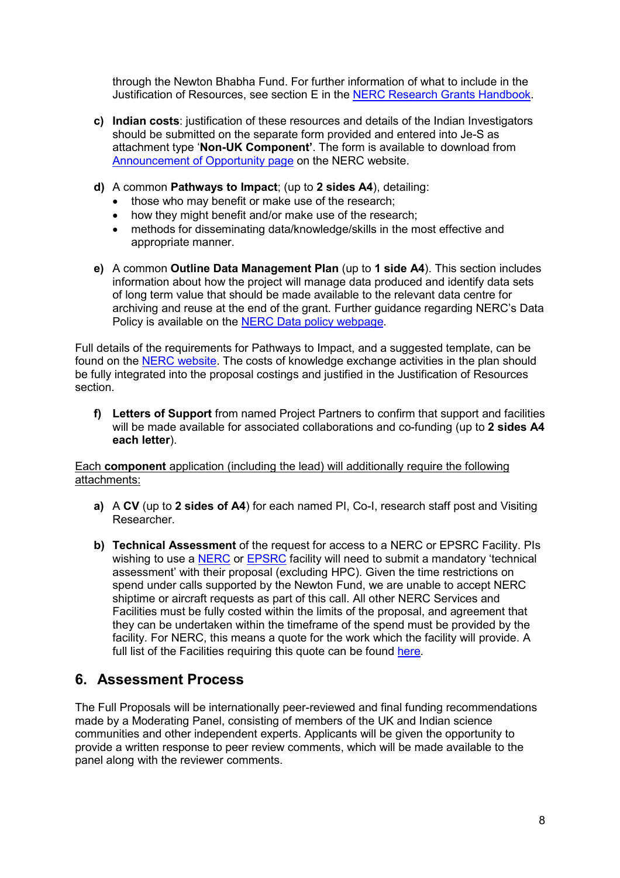through the Newton Bhabha Fund. For further information of what to include in the Justification of Resources, see section E in the NERC Research Grants Handbook.

c) **Indian costs**: justification of these resources and details of the Indian Investigators should be submitted on the separate form provided and entered into Je-S as attachment type '**Non-UK Component'**. The form is available to download from Announcement of Opportunity page on the NERC website.

d) A common **Pathways to Impact**; (up to **2 sides A4**), detailing:
   - those who may benefit or make use of the research;
   - how they might benefit and/or make use of the research;
   - methods for disseminating data/knowledge/skills in the most effective and appropriate manner.

e) A common **Outline Data Management Plan** (up to **1 side A4**). This section includes information about how the project will manage data produced and identify data sets of long term value that should be made available to the relevant data centre for archiving and reuse at the end of the grant. Further guidance regarding NERC's Data Policy is available on the NERC Data policy webpage.

Full details of the requirements for Pathways to Impact, and a suggested template, can be found on the NERC website. The costs of knowledge exchange activities in the plan should be fully integrated into the proposal costings and justified in the Justification of Resources section.

f) **Letters of Support** from named Project Partners to confirm that support and facilities will be made available for associated collaborations and co-funding (up to **2 sides A4 each letter**).

<u>Each **component** application (including the lead) will additionally require the following attachments:</u>

a) A **CV** (up to **2 sides of A4**) for each named PI, Co-I, research staff post and Visiting Researcher.

b) **Technical Assessment** of the request for access to a NERC or EPSRC Facility. PIs wishing to use a NERC or EPSRC facility will need to submit a mandatory 'technical assessment' with their proposal (excluding HPC). Given the time restrictions on spend under calls supported by the Newton Fund, we are unable to accept NERC shiptime or aircraft requests as part of this call. All other NERC Services and Facilities must be fully costed within the limits of the proposal, and agreement that they can be undertaken within the timeframe of the spend must be provided by the facility. For NERC, this means a quote for the work which the facility will provide. A full list of the Facilities requiring this quote can be found here.

## 6. Assessment Process

The Full Proposals will be internationally peer-reviewed and final funding recommendations made by a Moderating Panel, consisting of members of the UK and Indian science communities and other independent experts. Applicants will be given the opportunity to provide a written response to peer review comments, which will be made available to the panel along with the reviewer comments.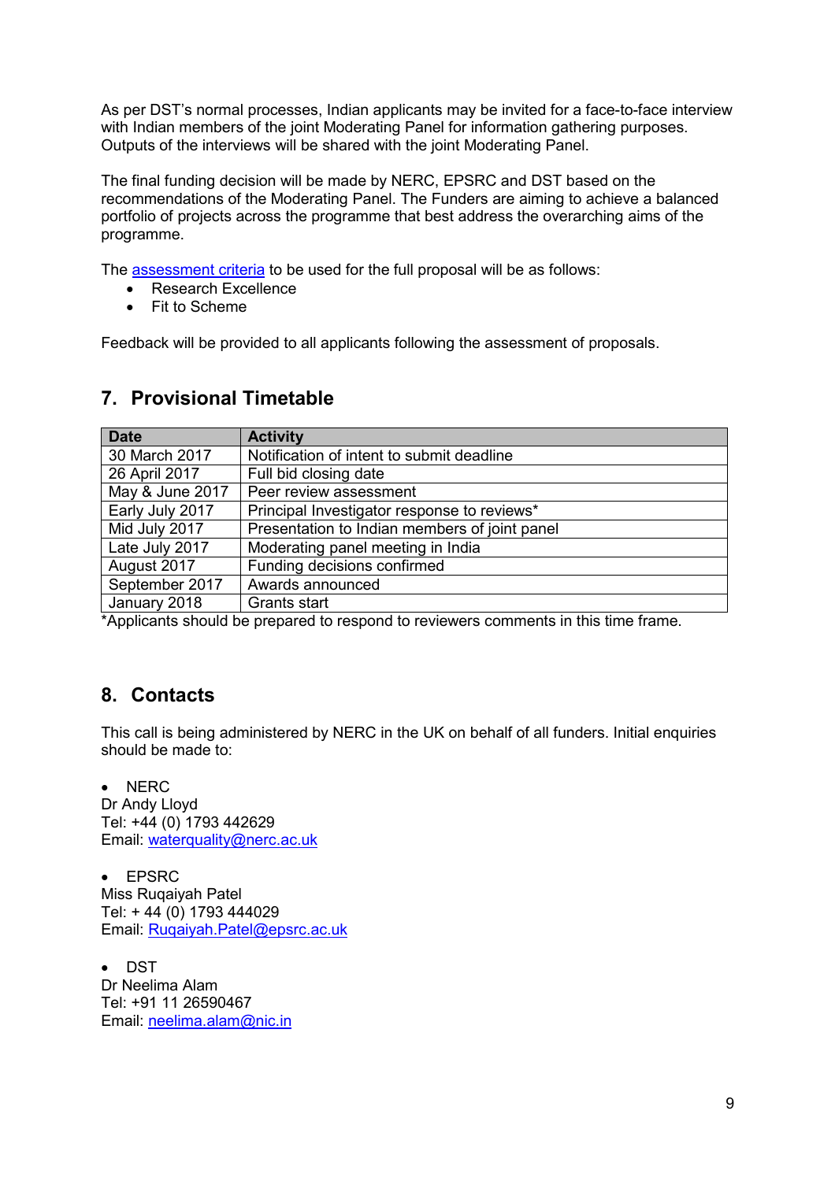As per DST's normal processes, Indian applicants may be invited for a face-to-face interview with Indian members of the joint Moderating Panel for information gathering purposes. Outputs of the interviews will be shared with the joint Moderating Panel.

The final funding decision will be made by NERC, EPSRC and DST based on the recommendations of the Moderating Panel. The Funders are aiming to achieve a balanced portfolio of projects across the programme that best address the overarching aims of the programme.

The [assessment criteria](#) to be used for the full proposal will be as follows:

- Research Excellence
- Fit to Scheme

Feedback will be provided to all applicants following the assessment of proposals.

## 7. Provisional Timetable

| Date | Activity |
|---|---|
| 30 March 2017 | Notification of intent to submit deadline |
| 26 April 2017 | Full bid closing date |
| May & June 2017 | Peer review assessment |
| Early July 2017 | Principal Investigator response to reviews* |
| Mid July 2017 | Presentation to Indian members of joint panel |
| Late July 2017 | Moderating panel meeting in India |
| August 2017 | Funding decisions confirmed |
| September 2017 | Awards announced |
| January 2018 | Grants start |

*Applicants should be prepared to respond to reviewers comments in this time frame.

## 8. Contacts

This call is being administered by NERC in the UK on behalf of all funders. Initial enquiries should be made to:

- NERC

Dr Andy Lloyd
Tel: +44 (0) 1793 442629
Email: waterquality@nerc.ac.uk

- EPSRC

Miss Ruqaiyah Patel
Tel: + 44 (0) 1793 444029
Email: Ruqaiyah.Patel@epsrc.ac.uk

- DST

Dr Neelima Alam
Tel: +91 11 26590467
Email: neelima.alam@nic.in